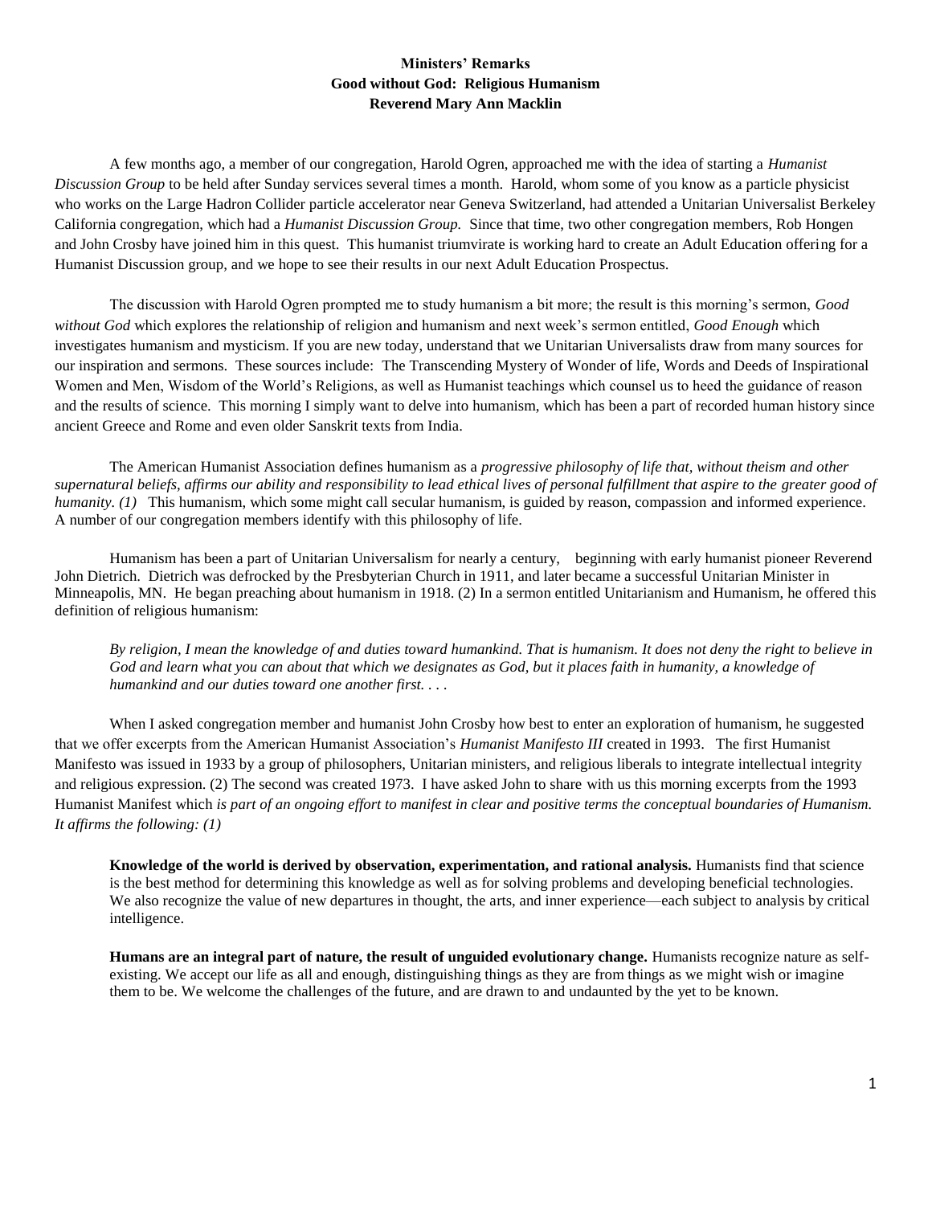**Ministers' Remarks**
**Good without God: Religious Humanism**
**Reverend Mary Ann Macklin**

A few months ago, a member of our congregation, Harold Ogren, approached me with the idea of starting a *Humanist Discussion Group* to be held after Sunday services several times a month. Harold, whom some of you know as a particle physicist who works on the Large Hadron Collider particle accelerator near Geneva Switzerland, had attended a Unitarian Universalist Berkeley California congregation, which had a *Humanist Discussion Group.* Since that time, two other congregation members, Rob Hongen and John Crosby have joined him in this quest. This humanist triumvirate is working hard to create an Adult Education offering for a Humanist Discussion group, and we hope to see their results in our next Adult Education Prospectus.

The discussion with Harold Ogren prompted me to study humanism a bit more; the result is this morning's sermon, *Good without God* which explores the relationship of religion and humanism and next week's sermon entitled, *Good Enough* which investigates humanism and mysticism. If you are new today, understand that we Unitarian Universalists draw from many sources for our inspiration and sermons. These sources include: The Transcending Mystery of Wonder of life, Words and Deeds of Inspirational Women and Men, Wisdom of the World's Religions, as well as Humanist teachings which counsel us to heed the guidance of reason and the results of science. This morning I simply want to delve into humanism, which has been a part of recorded human history since ancient Greece and Rome and even older Sanskrit texts from India.

The American Humanist Association defines humanism as a *progressive philosophy of life that, without theism and other supernatural beliefs, affirms our ability and responsibility to lead ethical lives of personal fulfillment that aspire to the greater good of humanity. (1)* This humanism, which some might call secular humanism, is guided by reason, compassion and informed experience. A number of our congregation members identify with this philosophy of life.

Humanism has been a part of Unitarian Universalism for nearly a century, beginning with early humanist pioneer Reverend John Dietrich. Dietrich was defrocked by the Presbyterian Church in 1911, and later became a successful Unitarian Minister in Minneapolis, MN. He began preaching about humanism in 1918. (2) In a sermon entitled Unitarianism and Humanism, he offered this definition of religious humanism:

> *By religion, I mean the knowledge of and duties toward humankind. That is humanism. It does not deny the right to believe in God and learn what you can about that which we designates as God, but it places faith in humanity, a knowledge of humankind and our duties toward one another first. . . .*

When I asked congregation member and humanist John Crosby how best to enter an exploration of humanism, he suggested that we offer excerpts from the American Humanist Association's *Humanist Manifesto III* created in 1993. The first Humanist Manifesto was issued in 1933 by a group of philosophers, Unitarian ministers, and religious liberals to integrate intellectual integrity and religious expression. (2) The second was created 1973. I have asked John to share with us this morning excerpts from the 1993 Humanist Manifest which *is part of an ongoing effort to manifest in clear and positive terms the conceptual boundaries of Humanism. It affirms the following: (1)*

> **Knowledge of the world is derived by observation, experimentation, and rational analysis.** Humanists find that science is the best method for determining this knowledge as well as for solving problems and developing beneficial technologies. We also recognize the value of new departures in thought, the arts, and inner experience—each subject to analysis by critical intelligence.
>
> **Humans are an integral part of nature, the result of unguided evolutionary change.** Humanists recognize nature as self-existing. We accept our life as all and enough, distinguishing things as they are from things as we might wish or imagine them to be. We welcome the challenges of the future, and are drawn to and undaunted by the yet to be known.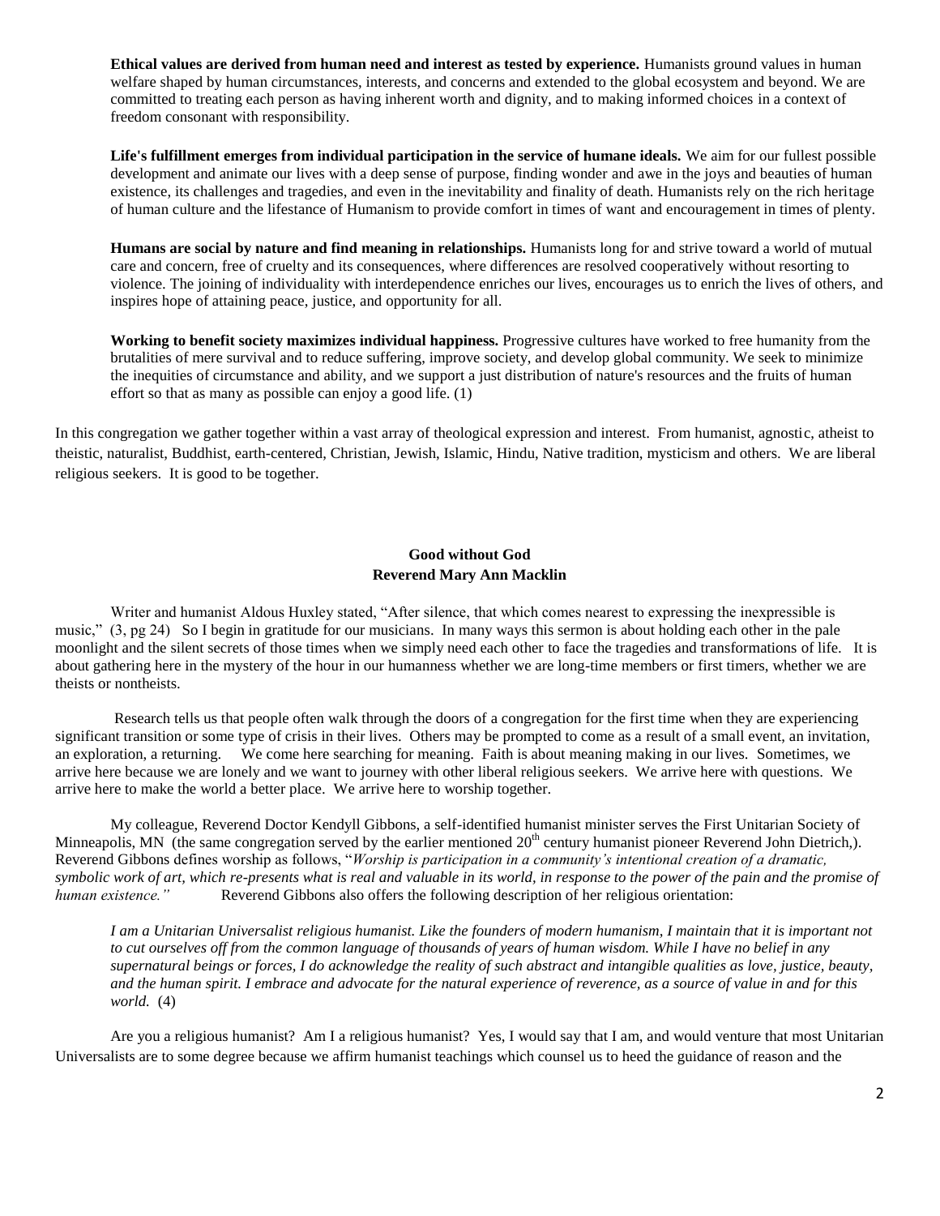**Ethical values are derived from human need and interest as tested by experience.** Humanists ground values in human welfare shaped by human circumstances, interests, and concerns and extended to the global ecosystem and beyond. We are committed to treating each person as having inherent worth and dignity, and to making informed choices in a context of freedom consonant with responsibility.

**Life's fulfillment emerges from individual participation in the service of humane ideals.** We aim for our fullest possible development and animate our lives with a deep sense of purpose, finding wonder and awe in the joys and beauties of human existence, its challenges and tragedies, and even in the inevitability and finality of death. Humanists rely on the rich heritage of human culture and the lifestance of Humanism to provide comfort in times of want and encouragement in times of plenty.

**Humans are social by nature and find meaning in relationships.** Humanists long for and strive toward a world of mutual care and concern, free of cruelty and its consequences, where differences are resolved cooperatively without resorting to violence. The joining of individuality with interdependence enriches our lives, encourages us to enrich the lives of others, and inspires hope of attaining peace, justice, and opportunity for all.

**Working to benefit society maximizes individual happiness.** Progressive cultures have worked to free humanity from the brutalities of mere survival and to reduce suffering, improve society, and develop global community. We seek to minimize the inequities of circumstance and ability, and we support a just distribution of nature's resources and the fruits of human effort so that as many as possible can enjoy a good life. (1)

In this congregation we gather together within a vast array of theological expression and interest. From humanist, agnostic, atheist to theistic, naturalist, Buddhist, earth-centered, Christian, Jewish, Islamic, Hindu, Native tradition, mysticism and others. We are liberal religious seekers. It is good to be together.

## Good without God
### Reverend Mary Ann Macklin

Writer and humanist Aldous Huxley stated, "After silence, that which comes nearest to expressing the inexpressible is music," (3, pg 24) So I begin in gratitude for our musicians. In many ways this sermon is about holding each other in the pale moonlight and the silent secrets of those times when we simply need each other to face the tragedies and transformations of life. It is about gathering here in the mystery of the hour in our humanness whether we are long-time members or first timers, whether we are theists or nontheists.

Research tells us that people often walk through the doors of a congregation for the first time when they are experiencing significant transition or some type of crisis in their lives. Others may be prompted to come as a result of a small event, an invitation, an exploration, a returning. We come here searching for meaning. Faith is about meaning making in our lives. Sometimes, we arrive here because we are lonely and we want to journey with other liberal religious seekers. We arrive here with questions. We arrive here to make the world a better place. We arrive here to worship together.

My colleague, Reverend Doctor Kendyll Gibbons, a self-identified humanist minister serves the First Unitarian Society of Minneapolis, MN (the same congregation served by the earlier mentioned 20th century humanist pioneer Reverend John Dietrich,). Reverend Gibbons defines worship as follows, "*Worship is participation in a community's intentional creation of a dramatic, symbolic work of art, which re-presents what is real and valuable in its world, in response to the power of the pain and the promise of human existence."* Reverend Gibbons also offers the following description of her religious orientation:

> *I am a Unitarian Universalist religious humanist. Like the founders of modern humanism, I maintain that it is important not to cut ourselves off from the common language of thousands of years of human wisdom. While I have no belief in any supernatural beings or forces, I do acknowledge the reality of such abstract and intangible qualities as love, justice, beauty, and the human spirit. I embrace and advocate for the natural experience of reverence, as a source of value in and for this world.* (4)

Are you a religious humanist? Am I a religious humanist? Yes, I would say that I am, and would venture that most Unitarian Universalists are to some degree because we affirm humanist teachings which counsel us to heed the guidance of reason and the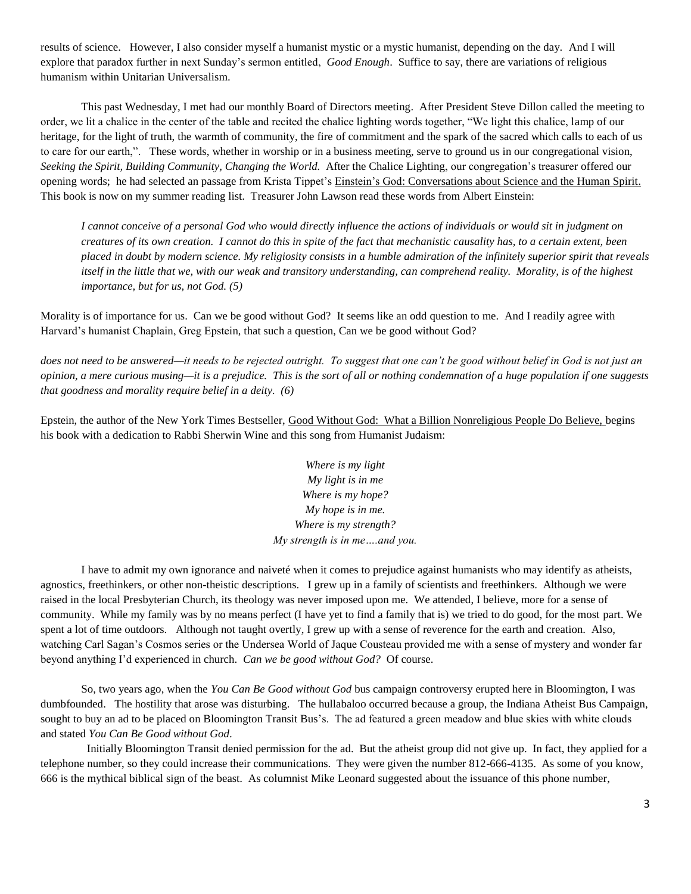results of science. However, I also consider myself a humanist mystic or a mystic humanist, depending on the day. And I will explore that paradox further in next Sunday's sermon entitled, *Good Enough*. Suffice to say, there are variations of religious humanism within Unitarian Universalism.

This past Wednesday, I met had our monthly Board of Directors meeting. After President Steve Dillon called the meeting to order, we lit a chalice in the center of the table and recited the chalice lighting words together, "We light this chalice, lamp of our heritage, for the light of truth, the warmth of community, the fire of commitment and the spark of the sacred which calls to each of us to care for our earth,". These words, whether in worship or in a business meeting, serve to ground us in our congregational vision, *Seeking the Spirit, Building Community, Changing the World.* After the Chalice Lighting, our congregation's treasurer offered our opening words; he had selected an passage from Krista Tippet's <u>Einstein's God: Conversations about Science and the Human Spirit.</u> This book is now on my summer reading list. Treasurer John Lawson read these words from Albert Einstein:

> *I cannot conceive of a personal God who would directly influence the actions of individuals or would sit in judgment on creatures of its own creation. I cannot do this in spite of the fact that mechanistic causality has, to a certain extent, been placed in doubt by modern science. My religiosity consists in a humble admiration of the infinitely superior spirit that reveals itself in the little that we, with our weak and transitory understanding, can comprehend reality. Morality, is of the highest importance, but for us, not God. (5)*

Morality is of importance for us. Can we be good without God? It seems like an odd question to me. And I readily agree with Harvard's humanist Chaplain, Greg Epstein, that such a question, Can we be good without God?

*does not need to be answered—it needs to be rejected outright. To suggest that one can't be good without belief in God is not just an opinion, a mere curious musing—it is a prejudice. This is the sort of all or nothing condemnation of a huge population if one suggests that goodness and morality require belief in a deity. (6)*

Epstein, the author of the New York Times Bestseller, <u>Good Without God: What a Billion Nonreligious People Do Believe,</u> begins his book with a dedication to Rabbi Sherwin Wine and this song from Humanist Judaism:

*Where is my light*
*My light is in me*
*Where is my hope?*
*My hope is in me.*
*Where is my strength?*
*My strength is in me….and you.*

I have to admit my own ignorance and naiveté when it comes to prejudice against humanists who may identify as atheists, agnostics, freethinkers, or other non-theistic descriptions. I grew up in a family of scientists and freethinkers. Although we were raised in the local Presbyterian Church, its theology was never imposed upon me. We attended, I believe, more for a sense of community. While my family was by no means perfect (I have yet to find a family that is) we tried to do good, for the most part. We spent a lot of time outdoors. Although not taught overtly, I grew up with a sense of reverence for the earth and creation. Also, watching Carl Sagan's Cosmos series or the Undersea World of Jaque Cousteau provided me with a sense of mystery and wonder far beyond anything I'd experienced in church. *Can we be good without God?* Of course.

So, two years ago, when the *You Can Be Good without God* bus campaign controversy erupted here in Bloomington, I was dumbfounded. The hostility that arose was disturbing. The hullabaloo occurred because a group, the Indiana Atheist Bus Campaign, sought to buy an ad to be placed on Bloomington Transit Bus's. The ad featured a green meadow and blue skies with white clouds and stated *You Can Be Good without God*.

Initially Bloomington Transit denied permission for the ad. But the atheist group did not give up. In fact, they applied for a telephone number, so they could increase their communications. They were given the number 812-666-4135. As some of you know, 666 is the mythical biblical sign of the beast. As columnist Mike Leonard suggested about the issuance of this phone number,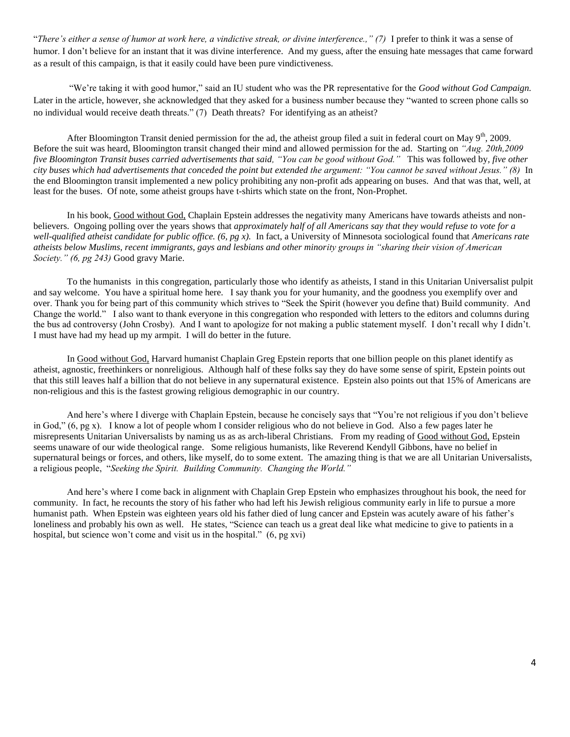"*There's either a sense of humor at work here, a vindictive streak, or divine interference.,"* *(7)* I prefer to think it was a sense of humor. I don't believe for an instant that it was divine interference. And my guess, after the ensuing hate messages that came forward as a result of this campaign, is that it easily could have been pure vindictiveness.

"We're taking it with good humor," said an IU student who was the PR representative for the *Good without God Campaign.* Later in the article, however, she acknowledged that they asked for a business number because they "wanted to screen phone calls so no individual would receive death threats." (7) Death threats? For identifying as an atheist?

After Bloomington Transit denied permission for the ad, the atheist group filed a suit in federal court on May 9th, 2009. Before the suit was heard, Bloomington transit changed their mind and allowed permission for the ad. Starting on *"Aug. 20th,2009 five Bloomington Transit buses carried advertisements that said, "You can be good without God."* This was followed by, *five other city buses which had advertisements that conceded the point but extended the argument: "You cannot be saved without Jesus." (8)* In the end Bloomington transit implemented a new policy prohibiting any non-profit ads appearing on buses. And that was that, well, at least for the buses. Of note, some atheist groups have t-shirts which state on the front, Non-Prophet.

In his book, Good without God, Chaplain Epstein addresses the negativity many Americans have towards atheists and non-believers. Ongoing polling over the years shows that *approximately half of all Americans say that they would refuse to vote for a well-qualified atheist candidate for public office. (6, pg x).* In fact, a University of Minnesota sociological found that *Americans rate atheists below Muslims, recent immigrants, gays and lesbians and other minority groups in "sharing their vision of American Society." (6, pg 243)* Good gravy Marie.

To the humanists in this congregation, particularly those who identify as atheists, I stand in this Unitarian Universalist pulpit and say welcome. You have a spiritual home here. I say thank you for your humanity, and the goodness you exemplify over and over. Thank you for being part of this community which strives to "Seek the Spirit (however you define that) Build community. And Change the world." I also want to thank everyone in this congregation who responded with letters to the editors and columns during the bus ad controversy (John Crosby). And I want to apologize for not making a public statement myself. I don't recall why I didn't. I must have had my head up my armpit. I will do better in the future.

In Good without God, Harvard humanist Chaplain Greg Epstein reports that one billion people on this planet identify as atheist, agnostic, freethinkers or nonreligious. Although half of these folks say they do have some sense of spirit, Epstein points out that this still leaves half a billion that do not believe in any supernatural existence. Epstein also points out that 15% of Americans are non-religious and this is the fastest growing religious demographic in our country.

And here's where I diverge with Chaplain Epstein, because he concisely says that "You're not religious if you don't believe in God," (6, pg x). I know a lot of people whom I consider religious who do not believe in God. Also a few pages later he misrepresents Unitarian Universalists by naming us as as arch-liberal Christians. From my reading of Good without God, Epstein seems unaware of our wide theological range. Some religious humanists, like Reverend Kendyll Gibbons, have no belief in supernatural beings or forces, and others, like myself, do to some extent. The amazing thing is that we are all Unitarian Universalists, a religious people, "*Seeking the Spirit. Building Community. Changing the World."*

And here's where I come back in alignment with Chaplain Grep Epstein who emphasizes throughout his book, the need for community. In fact, he recounts the story of his father who had left his Jewish religious community early in life to pursue a more humanist path. When Epstein was eighteen years old his father died of lung cancer and Epstein was acutely aware of his father's loneliness and probably his own as well. He states, "Science can teach us a great deal like what medicine to give to patients in a hospital, but science won't come and visit us in the hospital." (6, pg xvi)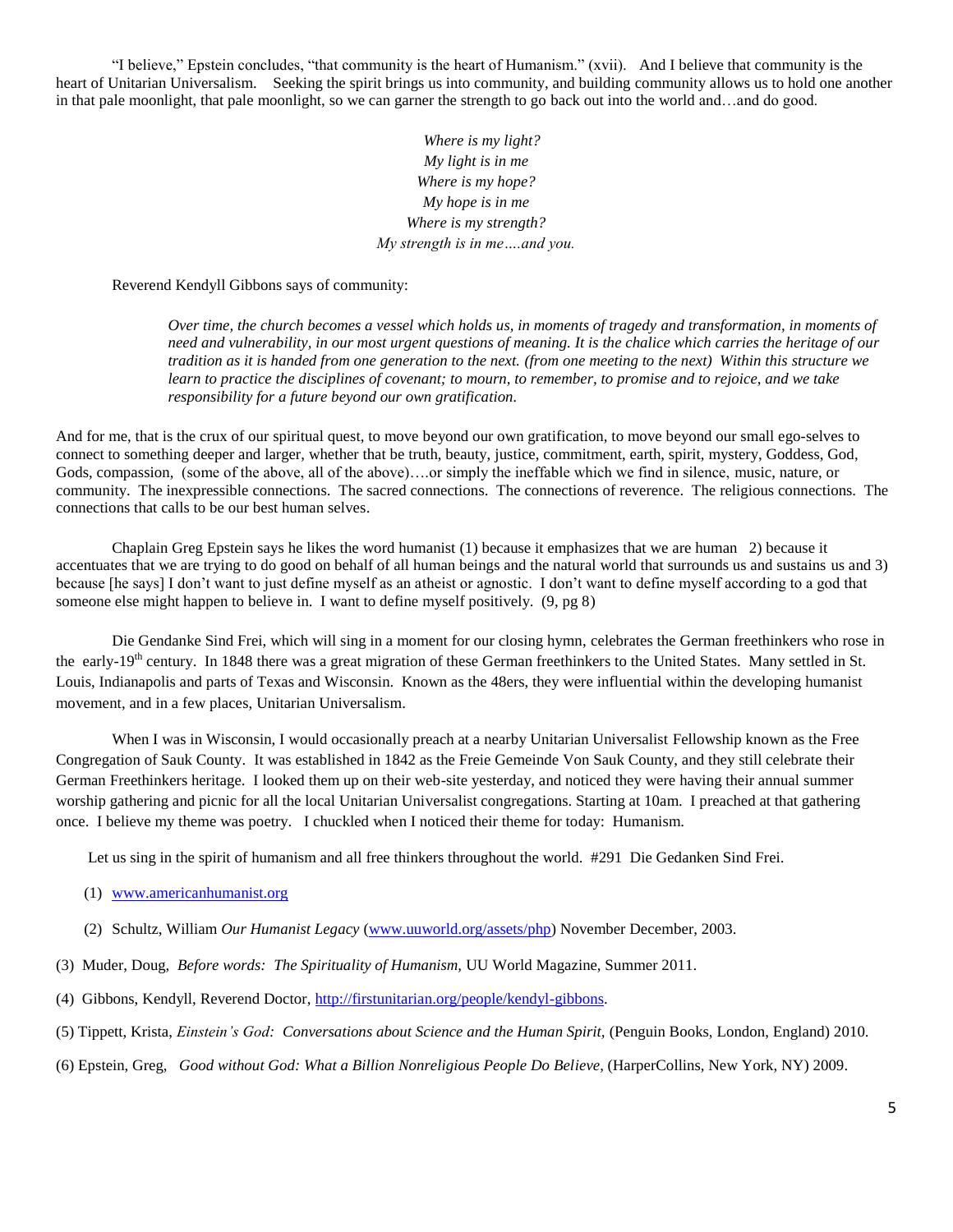"I believe," Epstein concludes, "that community is the heart of Humanism." (xvii). And I believe that community is the heart of Unitarian Universalism. Seeking the spirit brings us into community, and building community allows us to hold one another in that pale moonlight, that pale moonlight, so we can garner the strength to go back out into the world and…and do good.

*Where is my light?*
*My light is in me*
*Where is my hope?*
*My hope is in me*
*Where is my strength?*
*My strength is in me….and you.*

Reverend Kendyll Gibbons says of community:

> *Over time, the church becomes a vessel which holds us, in moments of tragedy and transformation, in moments of need and vulnerability, in our most urgent questions of meaning. It is the chalice which carries the heritage of our tradition as it is handed from one generation to the next. (from one meeting to the next) Within this structure we learn to practice the disciplines of covenant; to mourn, to remember, to promise and to rejoice, and we take responsibility for a future beyond our own gratification.*

And for me, that is the crux of our spiritual quest, to move beyond our own gratification, to move beyond our small ego-selves to connect to something deeper and larger, whether that be truth, beauty, justice, commitment, earth, spirit, mystery, Goddess, God, Gods, compassion, (some of the above, all of the above)….or simply the ineffable which we find in silence, music, nature, or community. The inexpressible connections. The sacred connections. The connections of reverence. The religious connections. The connections that calls to be our best human selves.

Chaplain Greg Epstein says he likes the word humanist (1) because it emphasizes that we are human 2) because it accentuates that we are trying to do good on behalf of all human beings and the natural world that surrounds us and sustains us and 3) because [he says] I don't want to just define myself as an atheist or agnostic. I don't want to define myself according to a god that someone else might happen to believe in. I want to define myself positively. (9, pg 8)

Die Gendanke Sind Frei, which will sing in a moment for our closing hymn, celebrates the German freethinkers who rose in the early-19th century. In 1848 there was a great migration of these German freethinkers to the United States. Many settled in St. Louis, Indianapolis and parts of Texas and Wisconsin. Known as the 48ers, they were influential within the developing humanist movement, and in a few places, Unitarian Universalism.

When I was in Wisconsin, I would occasionally preach at a nearby Unitarian Universalist Fellowship known as the Free Congregation of Sauk County. It was established in 1842 as the Freie Gemeinde Von Sauk County, and they still celebrate their German Freethinkers heritage. I looked them up on their web-site yesterday, and noticed they were having their annual summer worship gathering and picnic for all the local Unitarian Universalist congregations. Starting at 10am. I preached at that gathering once. I believe my theme was poetry. I chuckled when I noticed their theme for today: Humanism.

Let us sing in the spirit of humanism and all free thinkers throughout the world. #291 Die Gedanken Sind Frei.

(1) www.americanhumanist.org

(2) Schultz, William *Our Humanist Legacy* (www.uuworld.org/assets/php) November December, 2003.

(3) Muder, Doug, *Before words: The Spirituality of Humanism,* UU World Magazine, Summer 2011.

(4) Gibbons, Kendyll, Reverend Doctor, http://firstunitarian.org/people/kendyl-gibbons.

(5) Tippett, Krista, *Einstein's God: Conversations about Science and the Human Spirit,* (Penguin Books, London, England) 2010.

(6) Epstein, Greg, *Good without God: What a Billion Nonreligious People Do Believe,* (HarperCollins, New York, NY) 2009.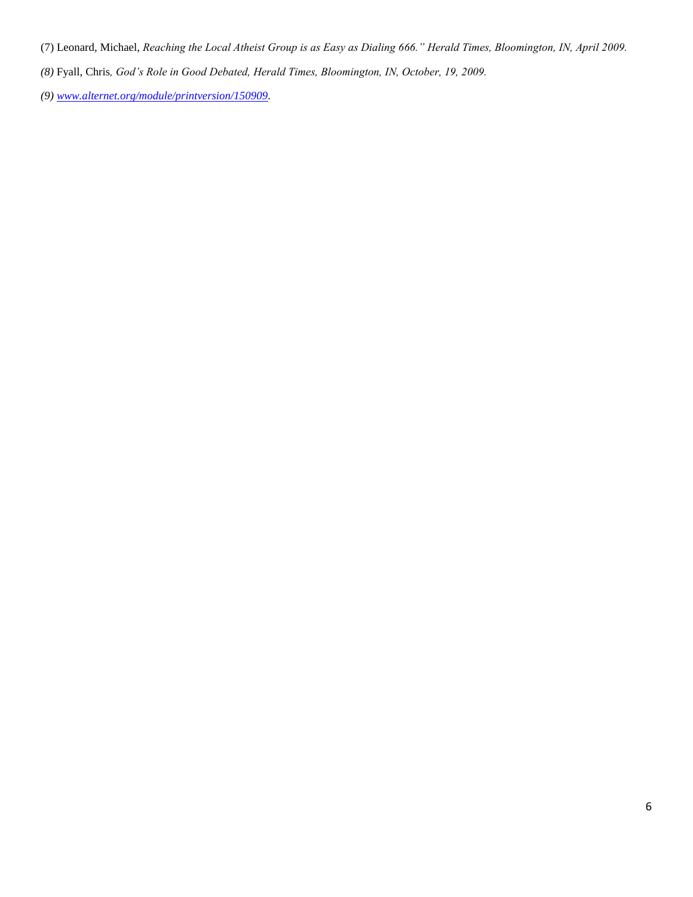(7) Leonard, Michael, *Reaching the Local Atheist Group is as Easy as Dialing 666." Herald Times, Bloomington, IN, April 2009.*

*(8)* Fyall, Chris*, God's Role in Good Debated, Herald Times, Bloomington, IN, October, 19, 2009.*

*(9) [www.alternet.org/module/printversion/150909](www.alternet.org/module/printversion/150909).*